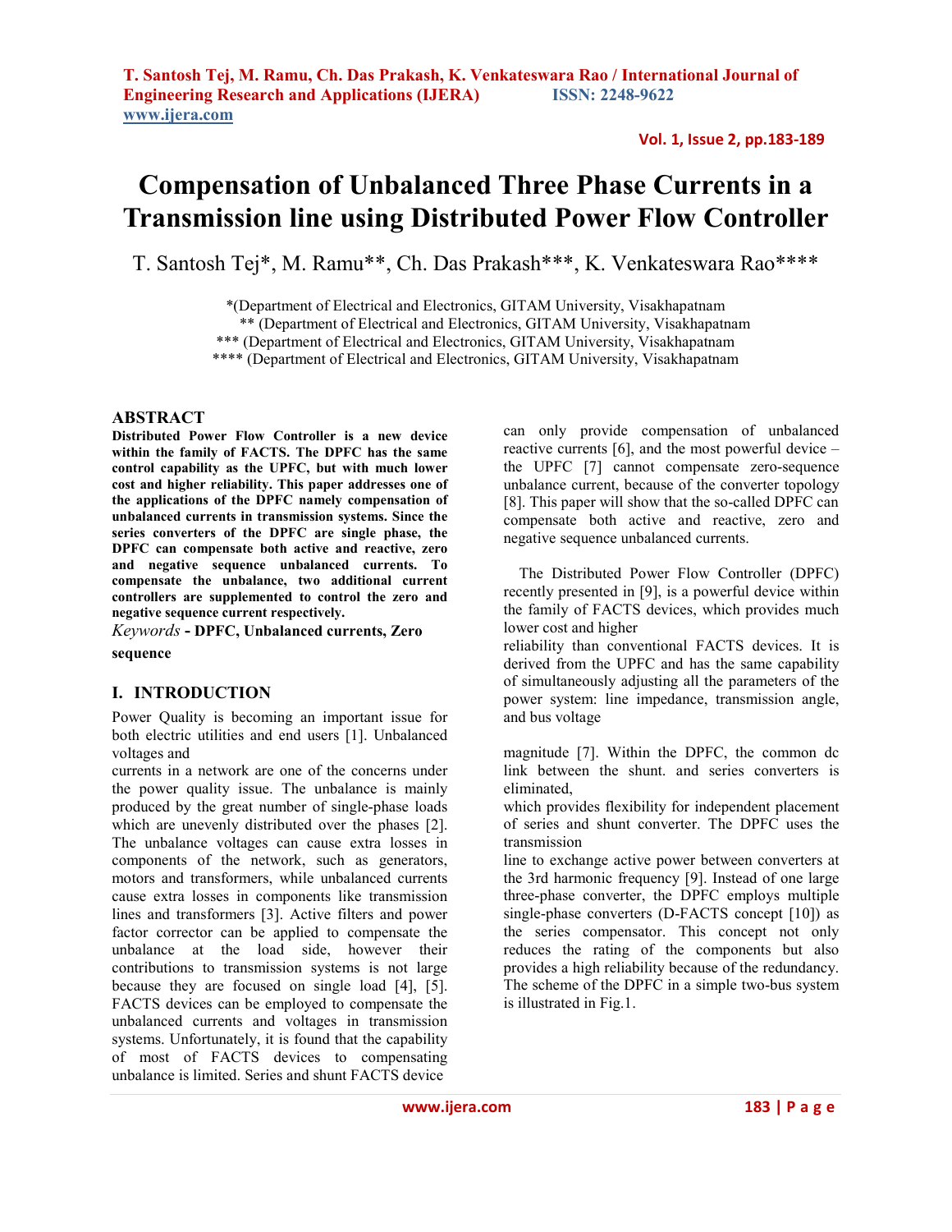# Compensation of Unbalanced Three Phase Currents in a Transmission line using Distributed Power Flow Controller

T. Santosh Tej*, M. Ramu**, Ch. Das Prakash***, K. Venkateswara Rao****

*(Department of Electrical and Electronics, GITAM University, Visakhapatnam
** (Department of Electrical and Electronics, GITAM University, Visakhapatnam
*** (Department of Electrical and Electronics, GITAM University, Visakhapatnam
**** (Department of Electrical and Electronics, GITAM University, Visakhapatnam

## ABSTRACT

**Distributed Power Flow Controller is a new device within the family of FACTS. The DPFC has the same control capability as the UPFC, but with much lower cost and higher reliability. This paper addresses one of the applications of the DPFC namely compensation of unbalanced currents in transmission systems. Since the series converters of the DPFC are single phase, the DPFC can compensate both active and reactive, zero and negative sequence unbalanced currents. To compensate the unbalance, two additional current controllers are supplemented to control the zero and negative sequence current respectively.**

*Keywords* **- DPFC, Unbalanced currents, Zero sequence**

## I. INTRODUCTION

Power Quality is becoming an important issue for both electric utilities and end users [1]. Unbalanced voltages and currents in a network are one of the concerns under the power quality issue. The unbalance is mainly produced by the great number of single-phase loads which are unevenly distributed over the phases [2]. The unbalance voltages can cause extra losses in components of the network, such as generators, motors and transformers, while unbalanced currents cause extra losses in components like transmission lines and transformers [3]. Active filters and power factor corrector can be applied to compensate the unbalance at the load side, however their contributions to transmission systems is not large because they are focused on single load [4], [5]. FACTS devices can be employed to compensate the unbalanced currents and voltages in transmission systems. Unfortunately, it is found that the capability of most of FACTS devices to compensating unbalance is limited. Series and shunt FACTS device can only provide compensation of unbalanced reactive currents [6], and the most powerful device – the UPFC [7] cannot compensate zero-sequence unbalance current, because of the converter topology [8]. This paper will show that the so-called DPFC can compensate both active and reactive, zero and negative sequence unbalanced currents.

The Distributed Power Flow Controller (DPFC) recently presented in [9], is a powerful device within the family of FACTS devices, which provides much lower cost and higher reliability than conventional FACTS devices. It is derived from the UPFC and has the same capability of simultaneously adjusting all the parameters of the power system: line impedance, transmission angle, and bus voltage magnitude [7]. Within the DPFC, the common dc link between the shunt. and series converters is eliminated, which provides flexibility for independent placement of series and shunt converter. The DPFC uses the transmission line to exchange active power between converters at the 3rd harmonic frequency [9]. Instead of one large three-phase converter, the DPFC employs multiple single-phase converters (D-FACTS concept [10]) as the series compensator. This concept not only reduces the rating of the components but also provides a high reliability because of the redundancy. The scheme of the DPFC in a simple two-bus system is illustrated in Fig.1.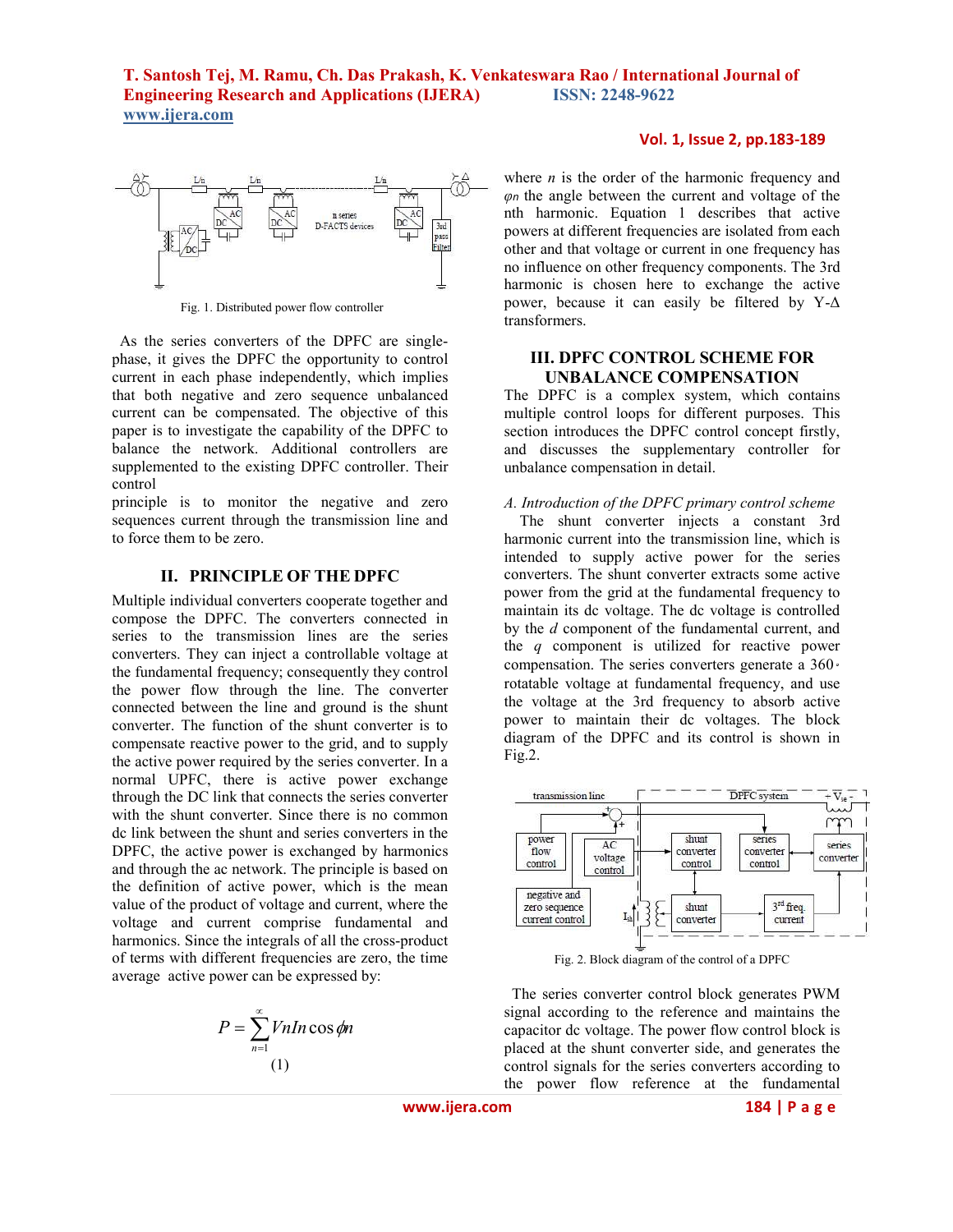Fig. 1. Distributed power flow controller

As the series converters of the DPFC are single-phase, it gives the DPFC the opportunity to control current in each phase independently, which implies that both negative and zero sequence unbalanced current can be compensated. The objective of this paper is to investigate the capability of the DPFC to balance the network. Additional controllers are supplemented to the existing DPFC controller. Their control principle is to monitor the negative and zero sequences current through the transmission line and to force them to be zero.

## II. PRINCIPLE OF THE DPFC

Multiple individual converters cooperate together and compose the DPFC. The converters connected in series to the transmission lines are the series converters. They can inject a controllable voltage at the fundamental frequency; consequently they control the power flow through the line. The converter connected between the line and ground is the shunt converter. The function of the shunt converter is to compensate reactive power to the grid, and to supply the active power required by the series converter. In a normal UPFC, there is active power exchange through the DC link that connects the series converter with the shunt converter. Since there is no common dc link between the shunt and series converters in the DPFC, the active power is exchanged by harmonics and through the ac network. The principle is based on the definition of active power, which is the mean value of the product of voltage and current, where the voltage and current comprise fundamental and harmonics. Since the integrals of all the cross-product of terms with different frequencies are zero, the time average active power can be expressed by:

$$P = \sum_{n=1}^{\infty} VnIn \cos \phi n \tag{1}$$

where $n$ is the order of the harmonic frequency and $\varphi n$ the angle between the current and voltage of the nth harmonic. Equation 1 describes that active powers at different frequencies are isolated from each other and that voltage or current in one frequency has no influence on other frequency components. The 3rd harmonic is chosen here to exchange the active power, because it can easily be filtered by Y-Δ transformers.

## III. DPFC CONTROL SCHEME FOR UNBALANCE COMPENSATION

The DPFC is a complex system, which contains multiple control loops for different purposes. This section introduces the DPFC control concept firstly, and discusses the supplementary controller for unbalance compensation in detail.

### *A. Introduction of the DPFC primary control scheme*

The shunt converter injects a constant 3rd harmonic current into the transmission line, which is intended to supply active power for the series converters. The shunt converter extracts some active power from the grid at the fundamental frequency to maintain its dc voltage. The dc voltage is controlled by the *d* component of the fundamental current, and the *q* component is utilized for reactive power compensation. The series converters generate a 360◦ rotatable voltage at fundamental frequency, and use the voltage at the 3rd frequency to absorb active power to maintain their dc voltages. The block diagram of the DPFC and its control is shown in Fig.2.

Fig. 2. Block diagram of the control of a DPFC

The series converter control block generates PWM signal according to the reference and maintains the capacitor dc voltage. The power flow control block is placed at the shunt converter side, and generates the control signals for the series converters according to the power flow reference at the fundamental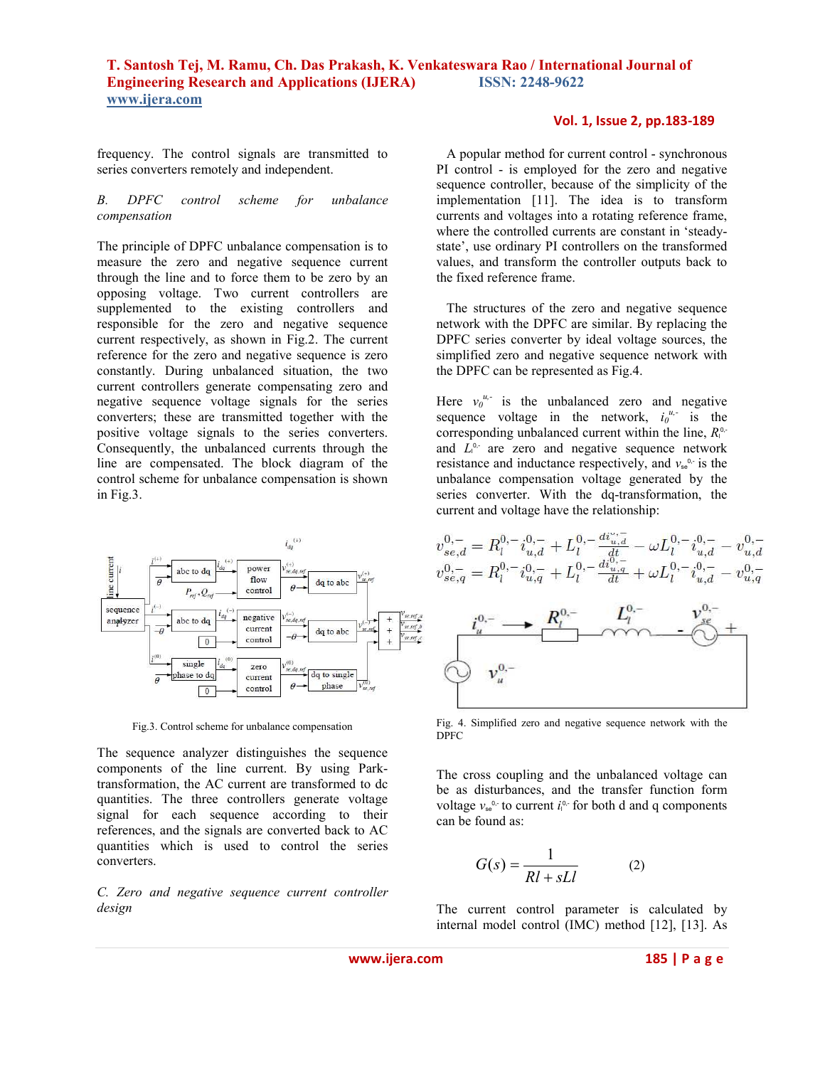frequency. The control signals are transmitted to series converters remotely and independent.

### *B. DPFC control scheme for unbalance compensation*

The principle of DPFC unbalance compensation is to measure the zero and negative sequence current through the line and to force them to be zero by an opposing voltage. Two current controllers are supplemented to the existing controllers and responsible for the zero and negative sequence current respectively, as shown in Fig.2. The current reference for the zero and negative sequence is zero constantly. During unbalanced situation, the two current controllers generate compensating zero and negative sequence voltage signals for the series converters; these are transmitted together with the positive voltage signals to the series converters. Consequently, the unbalanced currents through the line are compensated. The block diagram of the control scheme for unbalance compensation is shown in Fig.3.

Fig.3. Control scheme for unbalance compensation

The sequence analyzer distinguishes the sequence components of the line current. By using Park-transformation, the AC current are transformed to dc quantities. The three controllers generate voltage signal for each sequence according to their references, and the signals are converted back to AC quantities which is used to control the series converters.

### *C. Zero and negative sequence current controller design*

A popular method for current control - synchronous PI control - is employed for the zero and negative sequence controller, because of the simplicity of the implementation [11]. The idea is to transform currents and voltages into a rotating reference frame, where the controlled currents are constant in 'steady-state', use ordinary PI controllers on the transformed values, and transform the controller outputs back to the fixed reference frame.

The structures of the zero and negative sequence network with the DPFC are similar. By replacing the DPFC series converter by ideal voltage sources, the simplified zero and negative sequence network with the DPFC can be represented as Fig.4.

Here $v_0^{u,-}$ is the unbalanced zero and negative sequence voltage in the network, $i_0^{u,-}$ is the corresponding unbalanced current within the line, $R_l^{0,-}$ and $L_l^{0,-}$ are zero and negative sequence network resistance and inductance respectively, and $v_{se}^{0,-}$ is the unbalance compensation voltage generated by the series converter. With the dq-transformation, the current and voltage have the relationship:

$$v_{se,d}^{0,-} = R_l^{0,-} i_{u,d}^{0,-} + L_l^{0,-} \frac{di_{u,d}^{0,-}}{dt} - \omega L_l^{0,-} i_{u,d}^{0,-} - v_{u,d}^{0,-}$$

$$v_{se,q}^{0,-} = R_l^{0,-} i_{u,q}^{0,-} + L_l^{0,-} \frac{di_{u,q}^{0,-}}{dt} + \omega L_l^{0,-} i_{u,d}^{0,-} - v_{u,q}^{0,-}$$

Fig. 4. Simplified zero and negative sequence network with the DPFC

The cross coupling and the unbalanced voltage can be as disturbances, and the transfer function form voltage $v_{se}^{0,-}$ to current $i^{0,-}$ for both d and q components can be found as:

$$G(s) = \frac{1}{Rl + sLl} \qquad (2)$$

The current control parameter is calculated by internal model control (IMC) method [12], [13]. As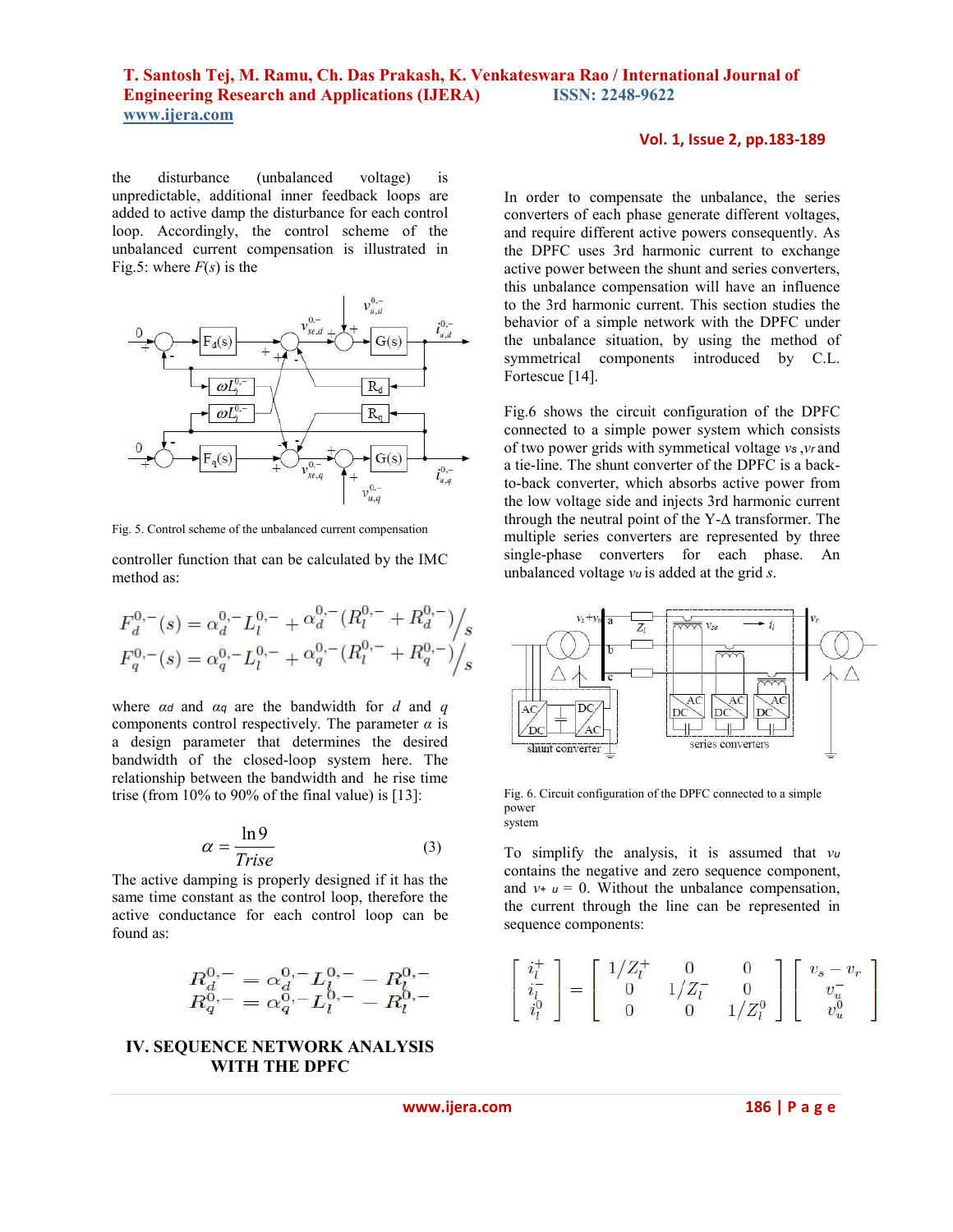the disturbance (unbalanced voltage) is unpredictable, additional inner feedback loops are added to active damp the disturbance for each control loop. Accordingly, the control scheme of the unbalanced current compensation is illustrated in Fig.5: where $F(s)$ is the

Fig. 5. Control scheme of the unbalanced current compensation

controller function that can be calculated by the IMC method as:

$$F_d^{0,-}(s) = \alpha_d^{0,-} L_l^{0,-} + \alpha_d^{0,-}(R_l^{0,-} + R_d^{0,-}) \Big/ s$$

$$F_q^{0,-}(s) = \alpha_q^{0,-} L_l^{0,-} + \alpha_q^{0,-}(R_l^{0,-} + R_q^{0,-}) \Big/ s$$

where $\alpha_d$ and $\alpha_q$ are the bandwidth for $d$ and $q$ components control respectively. The parameter $\alpha$ is a design parameter that determines the desired bandwidth of the closed-loop system here. The relationship between the bandwidth and he rise time trise (from 10% to 90% of the final value) is [13]:

$$\alpha = \frac{\ln 9}{Trise} \qquad (3)$$

The active damping is properly designed if it has the same time constant as the control loop, therefore the active conductance for each control loop can be found as:

$$R_d^{0,-} = \alpha_d^{0,-} L_l^{0,-} - R_l^{0,-}$$
$$R_q^{0,-} = \alpha_q^{0,-} L_l^{0,-} - R_l^{0,-}$$

## IV. SEQUENCE NETWORK ANALYSIS WITH THE DPFC

In order to compensate the unbalance, the series converters of each phase generate different voltages, and require different active powers consequently. As the DPFC uses 3rd harmonic current to exchange active power between the shunt and series converters, this unbalance compensation will have an influence to the 3rd harmonic current. This section studies the behavior of a simple network with the DPFC under the unbalance situation, by using the method of symmetrical components introduced by C.L. Fortescue [14].

Fig.6 shows the circuit configuration of the DPFC connected to a simple power system which consists of two power grids with symmetical voltage $v_s$, $v_r$ and a tie-line. The shunt converter of the DPFC is a back-to-back converter, which absorbs active power from the low voltage side and injects 3rd harmonic current through the neutral point of the Y-Δ transformer. The multiple series converters are represented by three single-phase converters for each phase. An unbalanced voltage $v_u$ is added at the grid $s$.

Fig. 6. Circuit configuration of the DPFC connected to a simple power system

To simplify the analysis, it is assumed that $v_u$ contains the negative and zero sequence component, and $v^+_u = 0$. Without the unbalance compensation, the current through the line can be represented in sequence components:

$$\begin{bmatrix} i_l^+ \\ i_l^- \\ i_l^0 \end{bmatrix} = \begin{bmatrix} 1/Z_l^+ & 0 & 0 \\ 0 & 1/Z_l^- & 0 \\ 0 & 0 & 1/Z_l^0 \end{bmatrix} \begin{bmatrix} v_s - v_r \\ v_u^- \\ v_u^0 \end{bmatrix}$$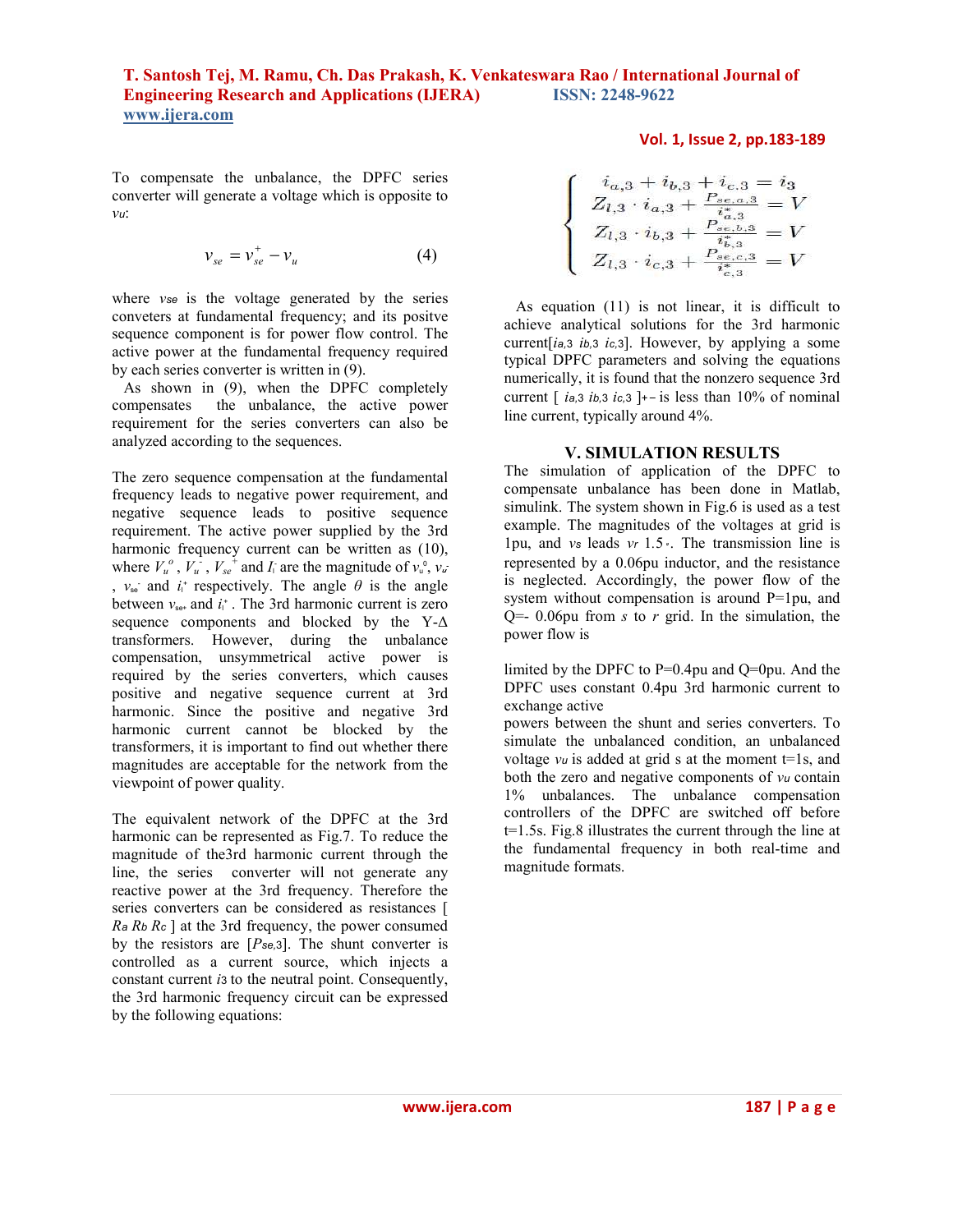To compensate the unbalance, the DPFC series converter will generate a voltage which is opposite to $v_u$:

$$v_{se} = v_{se}^{+} - v_u \qquad (4)$$

where $v_{se}$ is the voltage generated by the series conveters at fundamental frequency; and its positve sequence component is for power flow control. The active power at the fundamental frequency required by each series converter is written in (9).

As shown in (9), when the DPFC completely compensates the unbalance, the active power requirement for the series converters can also be analyzed according to the sequences.

The zero sequence compensation at the fundamental frequency leads to negative power requirement, and negative sequence leads to positive sequence requirement. The active power supplied by the 3rd harmonic frequency current can be written as (10), where $V_u^o$, $V_u^-$, $V_{se}^+$ and $I_l$ are the magnitude of $v_u^0$, $v_u^-$, $v_{se}^-$ and $i_l^+$ respectively. The angle $\theta$ is the angle between $v_{se+}$ and $i_l^+$. The 3rd harmonic current is zero sequence components and blocked by the Y-Δ transformers. However, during the unbalance compensation, unsymmetrical active power is required by the series converters, which causes positive and negative sequence current at 3rd harmonic. Since the positive and negative 3rd harmonic current cannot be blocked by the transformers, it is important to find out whether there magnitudes are acceptable for the network from the viewpoint of power quality.

The equivalent network of the DPFC at the 3rd harmonic can be represented as Fig.7. To reduce the magnitude of the3rd harmonic current through the line, the series converter will not generate any reactive power at the 3rd frequency. Therefore the series converters can be considered as resistances [ $R_a$ $R_b$ $R_c$ ] at the 3rd frequency, the power consumed by the resistors are [$P_{se,3}$]. The shunt converter is controlled as a current source, which injects a constant current $i_3$ to the neutral point. Consequently, the 3rd harmonic frequency circuit can be expressed by the following equations:

$$\begin{cases} i_{a,3} + i_{b,3} + i_{c,3} = i_3 \\ Z_{l,3} \cdot i_{a,3} + \frac{P_{se,a,3}}{i_{a,3}^*} = V \\ Z_{l,3} \cdot i_{b,3} + \frac{P_{se,b,3}}{i_{b,3}^*} = V \\ Z_{l,3} \cdot i_{c,3} + \frac{P_{se,c,3}}{i_{c,3}^*} = V \end{cases}$$

As equation (11) is not linear, it is difficult to achieve analytical solutions for the 3rd harmonic current[$i_{a,3}$ $i_{b,3}$ $i_{c,3}$]. However, by applying a some typical DPFC parameters and solving the equations numerically, it is found that the nonzero sequence 3rd current [ $i_{a,3}$ $i_{b,3}$ $i_{c,3}$ ]$_{+-}$ is less than 10% of nominal line current, typically around 4%.

## V. SIMULATION RESULTS

The simulation of application of the DPFC to compensate unbalance has been done in Matlab, simulink. The system shown in Fig.6 is used as a test example. The magnitudes of the voltages at grid is 1pu, and $v_s$ leads $v_r$ 1.5°. The transmission line is represented by a 0.06pu inductor, and the resistance is neglected. Accordingly, the power flow of the system without compensation is around P=1pu, and Q=- 0.06pu from *s* to *r* grid. In the simulation, the power flow is

limited by the DPFC to P=0.4pu and Q=0pu. And the DPFC uses constant 0.4pu 3rd harmonic current to exchange active

powers between the shunt and series converters. To simulate the unbalanced condition, an unbalanced voltage $v_u$ is added at grid s at the moment t=1s, and both the zero and negative components of $v_u$ contain 1% unbalances. The unbalance compensation controllers of the DPFC are switched off before t=1.5s. Fig.8 illustrates the current through the line at the fundamental frequency in both real-time and magnitude formats.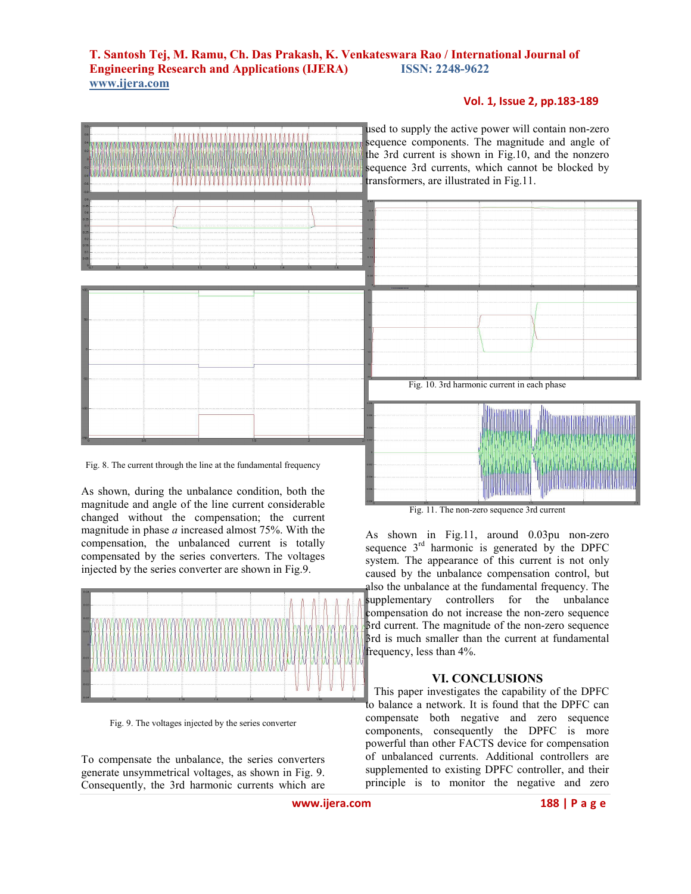Fig. 8. The current through the line at the fundamental frequency

As shown, during the unbalance condition, both the magnitude and angle of the line current considerable changed without the compensation; the current magnitude in phase *a* increased almost 75%. With the compensation, the unbalanced current is totally compensated by the series converters. The voltages injected by the series converter are shown in Fig.9.

Fig. 9. The voltages injected by the series converter

To compensate the unbalance, the series converters generate unsymmetrical voltages, as shown in Fig. 9. Consequently, the 3rd harmonic currents which are used to supply the active power will contain non-zero sequence components. The magnitude and angle of the 3rd current is shown in Fig.10, and the nonzero sequence 3rd currents, which cannot be blocked by transformers, are illustrated in Fig.11.

Fig. 10. 3rd harmonic current in each phase

Fig. 11. The non-zero sequence 3rd current

As shown in Fig.11, around 0.03pu non-zero sequence 3rd harmonic is generated by the DPFC system. The appearance of this current is not only caused by the unbalance compensation control, but also the unbalance at the fundamental frequency. The supplementary controllers for the unbalance compensation do not increase the non-zero sequence 3rd current. The magnitude of the non-zero sequence 3rd is much smaller than the current at fundamental frequency, less than 4%.

## VI. CONCLUSIONS

This paper investigates the capability of the DPFC to balance a network. It is found that the DPFC can compensate both negative and zero sequence components, consequently the DPFC is more powerful than other FACTS device for compensation of unbalanced currents. Additional controllers are supplemented to existing DPFC controller, and their principle is to monitor the negative and zero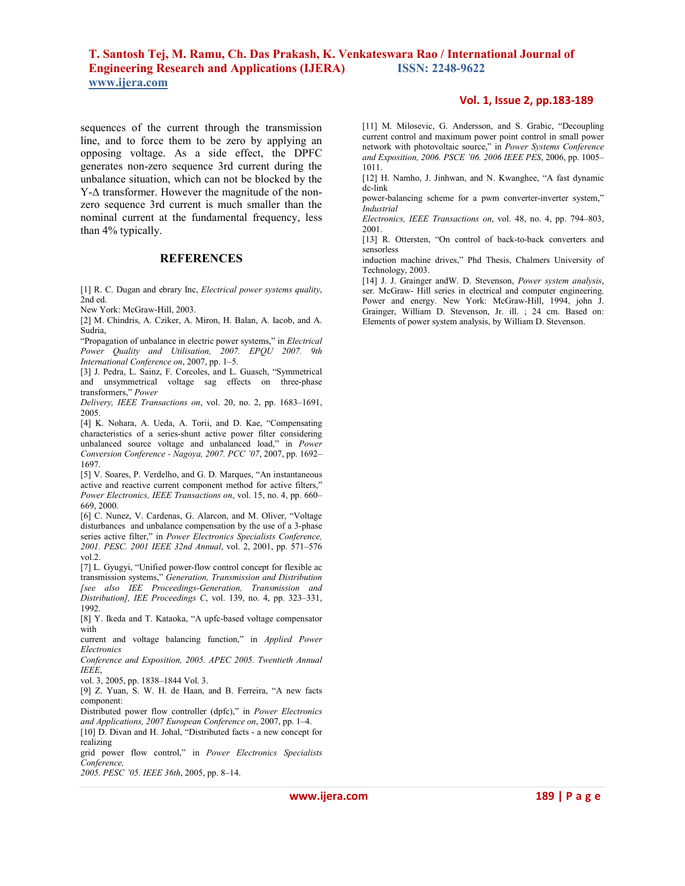sequences of the current through the transmission line, and to force them to be zero by applying an opposing voltage. As a side effect, the DPFC generates non-zero sequence 3rd current during the unbalance situation, which can not be blocked by the Y-Δ transformer. However the magnitude of the non-zero sequence 3rd current is much smaller than the nominal current at the fundamental frequency, less than 4% typically.

## REFERENCES

[1] R. C. Dugan and ebrary Inc, *Electrical power systems quality*, 2nd ed. New York: McGraw-Hill, 2003.

[2] M. Chindris, A. Cziker, A. Miron, H. Balan, A. Iacob, and A. Sudria, "Propagation of unbalance in electric power systems," in *Electrical Power Quality and Utilisation, 2007. EPQU 2007. 9th International Conference on*, 2007, pp. 1–5.

[3] J. Pedra, L. Sainz, F. Corcoles, and L. Guasch, "Symmetrical and unsymmetrical voltage sag effects on three-phase transformers," *Power Delivery, IEEE Transactions on*, vol. 20, no. 2, pp. 1683–1691, 2005.

[4] K. Nohara, A. Ueda, A. Torii, and D. Kae, "Compensating characteristics of a series-shunt active power filter considering unbalanced source voltage and unbalanced load," in *Power Conversion Conference - Nagoya, 2007. PCC '07*, 2007, pp. 1692–1697.

[5] V. Soares, P. Verdelho, and G. D. Marques, "An instantaneous active and reactive current component method for active filters," *Power Electronics, IEEE Transactions on*, vol. 15, no. 4, pp. 660–669, 2000.

[6] C. Nunez, V. Cardenas, G. Alarcon, and M. Oliver, "Voltage disturbances and unbalance compensation by the use of a 3-phase series active filter," in *Power Electronics Specialists Conference, 2001. PESC. 2001 IEEE 32nd Annual*, vol. 2, 2001, pp. 571–576 vol.2.

[7] L. Gyugyi, "Unified power-flow control concept for flexible ac transmission systems," *Generation, Transmission and Distribution [see also IEE Proceedings-Generation, Transmission and Distribution], IEE Proceedings C*, vol. 139, no. 4, pp. 323–331, 1992.

[8] Y. Ikeda and T. Kataoka, "A upfc-based voltage compensator with current and voltage balancing function," in *Applied Power Electronics Conference and Exposition, 2005. APEC 2005. Twentieth Annual IEEE*, vol. 3, 2005, pp. 1838–1844 Vol. 3.

[9] Z. Yuan, S. W. H. de Haan, and B. Ferreira, "A new facts component: Distributed power flow controller (dpfc)," in *Power Electronics and Applications, 2007 European Conference on*, 2007, pp. 1–4.

[10] D. Divan and H. Johal, "Distributed facts - a new concept for realizing grid power flow control," in *Power Electronics Specialists Conference, 2005. PESC '05. IEEE 36th*, 2005, pp. 8–14.

[11] M. Milosevic, G. Andersson, and S. Grabic, "Decoupling current control and maximum power point control in small power network with photovoltaic source," in *Power Systems Conference and Exposition, 2006. PSCE '06. 2006 IEEE PES*, 2006, pp. 1005–1011.

[12] H. Namho, J. Jinhwan, and N. Kwanghee, "A fast dynamic dc-link power-balancing scheme for a pwm converter-inverter system," *Industrial Electronics, IEEE Transactions on*, vol. 48, no. 4, pp. 794–803, 2001.

[13] R. Ottersten, "On control of back-to-back converters and sensorless induction machine drives," Phd Thesis, Chalmers University of Technology, 2003.

[14] J. J. Grainger andW. D. Stevenson, *Power system analysis*, ser. McGraw- Hill series in electrical and computer engineering. Power and energy. New York: McGraw-Hill, 1994, john J. Grainger, William D. Stevenson, Jr. ill. ; 24 cm. Based on: Elements of power system analysis, by William D. Stevenson.